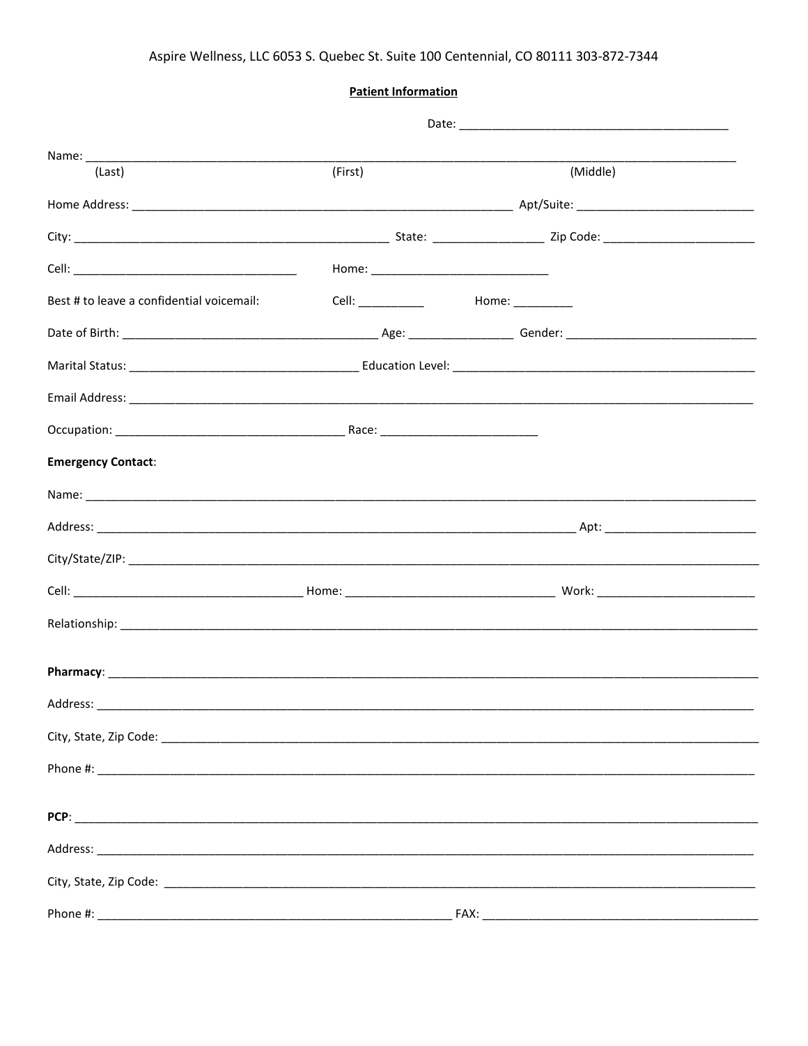Aspire Wellness, LLC 6053 S. Quebec St. Suite 100 Centennial, CO 80111 303-872-7344

**Patient Information**

Date: ___________________________________________

Name: ______________________________________________________________________________________________
(Last) (First) (Middle)

Home Address: _________________________________________________________ Apt/Suite: ____________________________

City: _______________________________________________ State: ________________ Zip Code: _______________________

Cell: ____________________________________ Home: ____________________________

Best # to leave a confidential voicemail: Cell: __________ Home: _________

Date of Birth: ______________________________________ Age: ________________ Gender: ____________________________

Marital Status: ___________________________________ Education Level: ________________________________________________

Email Address: ____________________________________________________________________________________________

Occupation: __________________________________ Race: ________________________

**Emergency Contact**:

Name: ______________________________________________________________________________________________

Address: _______________________________________________________________________ Apt: _______________________

City/State/ZIP: _____________________________________________________________________________________________

Cell: __________________________________ Home: ________________________________ Work: _________________________

Relationship: _______________________________________________________________________________________________

**Pharmacy**: _________________________________________________________________________________________________

Address: ___________________________________________________________________________________________________

City, State, Zip Code: _______________________________________________________________________________________

Phone #: ___________________________________________________________________________________________________

**PCP**: _____________________________________________________________________________________________________

Address: ___________________________________________________________________________________________________

City, State, Zip Code: ______________________________________________________________________________________

Phone #: ______________________________________________________ FAX: ___________________________________________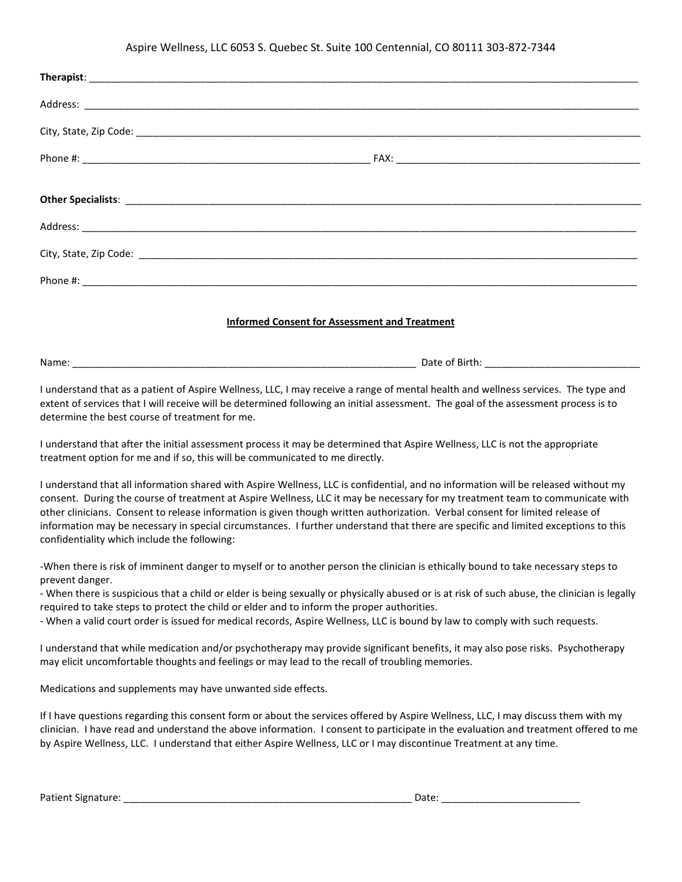Aspire Wellness, LLC 6053 S. Quebec St. Suite 100 Centennial, CO 80111 303-872-7344

**Therapist**: ____________________________________________________________

Address: ____________________________________________________________

City, State, Zip Code: ____________________________________________________________

Phone #: ______________________________ FAX: ______________________________

**Other Specialists**: ____________________________________________________________

Address: ____________________________________________________________

City, State, Zip Code: ____________________________________________________________

Phone #: ____________________________________________________________

## Informed Consent for Assessment and Treatment

Name: ________________________________________ Date of Birth: ______________________

I understand that as a patient of Aspire Wellness, LLC, I may receive a range of mental health and wellness services. The type and extent of services that I will receive will be determined following an initial assessment. The goal of the assessment process is to determine the best course of treatment for me.

I understand that after the initial assessment process it may be determined that Aspire Wellness, LLC is not the appropriate treatment option for me and if so, this will be communicated to me directly.

I understand that all information shared with Aspire Wellness, LLC is confidential, and no information will be released without my consent. During the course of treatment at Aspire Wellness, LLC it may be necessary for my treatment team to communicate with other clinicians. Consent to release information is given though written authorization. Verbal consent for limited release of information may be necessary in special circumstances. I further understand that there are specific and limited exceptions to this confidentiality which include the following:

-When there is risk of imminent danger to myself or to another person the clinician is ethically bound to take necessary steps to prevent danger.
- When there is suspicious that a child or elder is being sexually or physically abused or is at risk of such abuse, the clinician is legally required to take steps to protect the child or elder and to inform the proper authorities.
- When a valid court order is issued for medical records, Aspire Wellness, LLC is bound by law to comply with such requests.

I understand that while medication and/or psychotherapy may provide significant benefits, it may also pose risks. Psychotherapy may elicit uncomfortable thoughts and feelings or may lead to the recall of troubling memories.

Medications and supplements may have unwanted side effects.

If I have questions regarding this consent form or about the services offered by Aspire Wellness, LLC, I may discuss them with my clinician. I have read and understand the above information. I consent to participate in the evaluation and treatment offered to me by Aspire Wellness, LLC. I understand that either Aspire Wellness, LLC or I may discontinue Treatment at any time.

Patient Signature: ________________________________________ Date: ____________________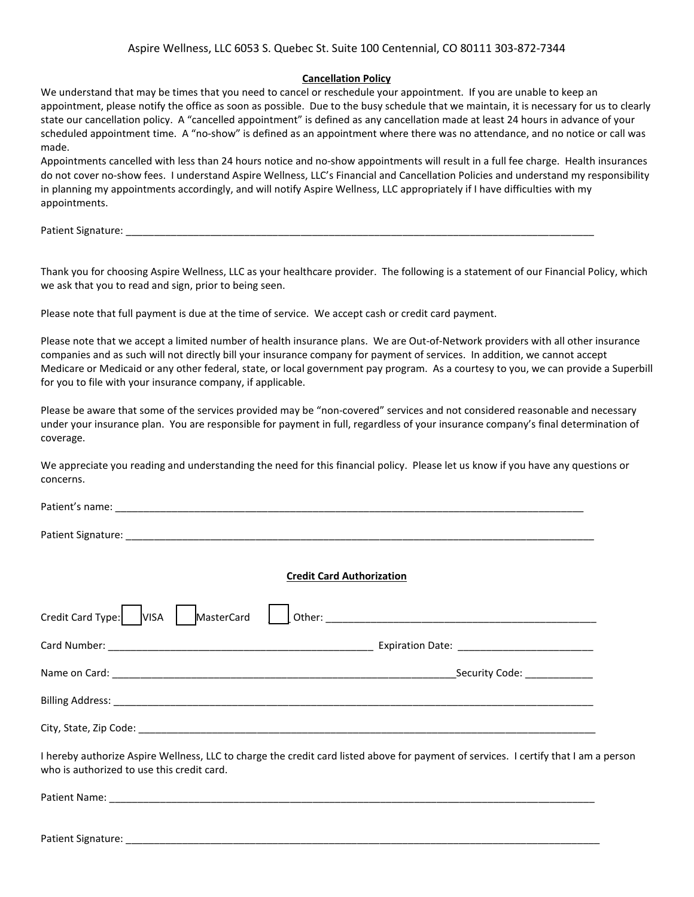Aspire Wellness, LLC 6053 S. Quebec St. Suite 100 Centennial, CO 80111 303-872-7344

**Cancellation Policy**

We understand that may be times that you need to cancel or reschedule your appointment. If you are unable to keep an appointment, please notify the office as soon as possible. Due to the busy schedule that we maintain, it is necessary for us to clearly state our cancellation policy. A "cancelled appointment" is defined as any cancellation made at least 24 hours in advance of your scheduled appointment time. A "no-show" is defined as an appointment where there was no attendance, and no notice or call was made.

Appointments cancelled with less than 24 hours notice and no-show appointments will result in a full fee charge. Health insurances do not cover no-show fees. I understand Aspire Wellness, LLC's Financial and Cancellation Policies and understand my responsibility in planning my appointments accordingly, and will notify Aspire Wellness, LLC appropriately if I have difficulties with my appointments.

Patient Signature: ______________________________________________________________________________

Thank you for choosing Aspire Wellness, LLC as your healthcare provider. The following is a statement of our Financial Policy, which we ask that you to read and sign, prior to being seen.

Please note that full payment is due at the time of service. We accept cash or credit card payment.

Please note that we accept a limited number of health insurance plans. We are Out-of-Network providers with all other insurance companies and as such will not directly bill your insurance company for payment of services. In addition, we cannot accept Medicare or Medicaid or any other federal, state, or local government pay program. As a courtesy to you, we can provide a Superbill for you to file with your insurance company, if applicable.

Please be aware that some of the services provided may be "non-covered" services and not considered reasonable and necessary under your insurance plan. You are responsible for payment in full, regardless of your insurance company's final determination of coverage.

We appreciate you reading and understanding the need for this financial policy. Please let us know if you have any questions or concerns.

Patient's name: ______________________________________________________________________________

Patient Signature: ______________________________________________________________________________

**Credit Card Authorization**

Credit Card Type: ☐ VISA ☐ MasterCard ☐ Other: ____________________________________________

Card Number: ____________________________________________ Expiration Date: ______________________

Name on Card: ____________________________________________________________ Security Code: ___________

Billing Address: ______________________________________________________________________________

City, State, Zip Code: __________________________________________________________________________

I hereby authorize Aspire Wellness, LLC to charge the credit card listed above for payment of services. I certify that I am a person who is authorized to use this credit card.

Patient Name: ______________________________________________________________________________

Patient Signature: ______________________________________________________________________________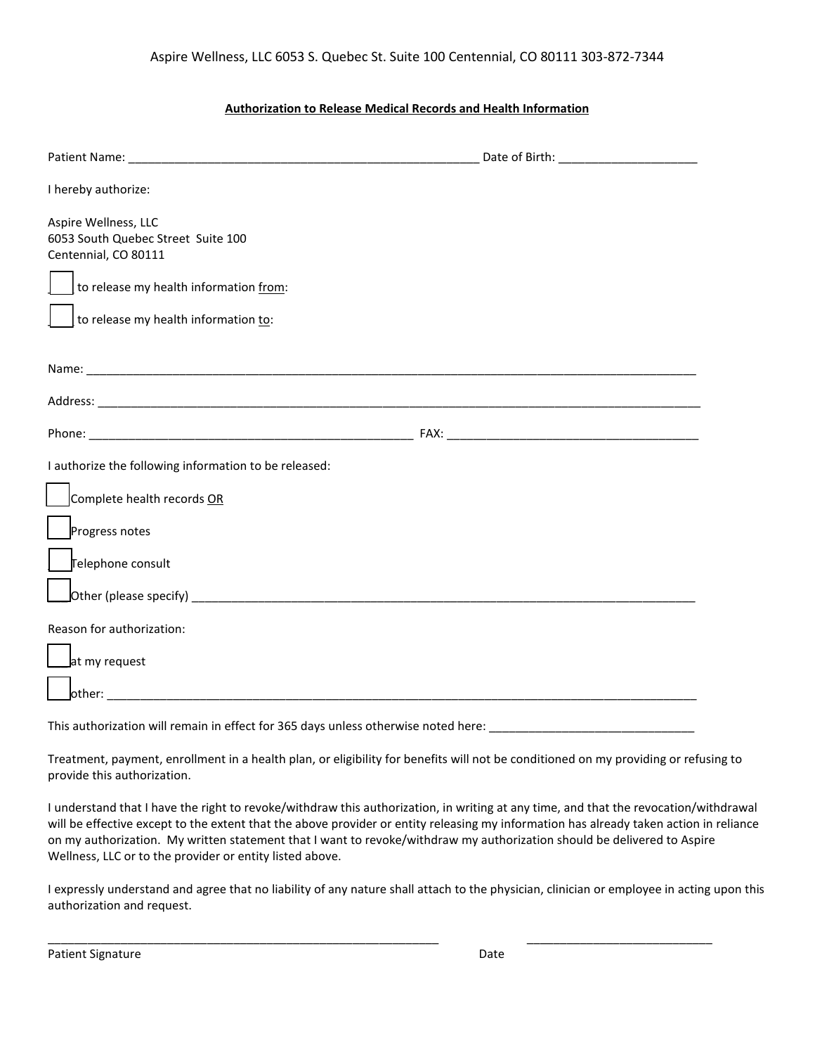Aspire Wellness, LLC 6053 S. Quebec St. Suite 100 Centennial, CO 80111 303-872-7344

**Authorization to Release Medical Records and Health Information**

Patient Name: ______________________________________________________ Date of Birth: _____________________

I hereby authorize:

Aspire Wellness, LLC
6053 South Quebec Street Suite 100
Centennial, CO 80111

☐ to release my health information from:

☐ to release my health information to:

Name: _____________________________________________________________________________________________

Address: ___________________________________________________________________________________________

Phone: __________________________________________________ FAX: ______________________________________

I authorize the following information to be released:

☐ Complete health records OR

☐ Progress notes

☐ Telephone consult

☐ Other (please specify) ________________________________________________________________________________

Reason for authorization:

☐ at my request

☐ other: ____________________________________________________________________________________________

This authorization will remain in effect for 365 days unless otherwise noted here: _______________________________

Treatment, payment, enrollment in a health plan, or eligibility for benefits will not be conditioned on my providing or refusing to provide this authorization.

I understand that I have the right to revoke/withdraw this authorization, in writing at any time, and that the revocation/withdrawal will be effective except to the extent that the above provider or entity releasing my information has already taken action in reliance on my authorization. My written statement that I want to revoke/withdraw my authorization should be delivered to Aspire Wellness, LLC or to the provider or entity listed above.

I expressly understand and agree that no liability of any nature shall attach to the physician, clinician or employee in acting upon this authorization and request.

_____________________________________________________________ ____________________________

Patient Signature Date